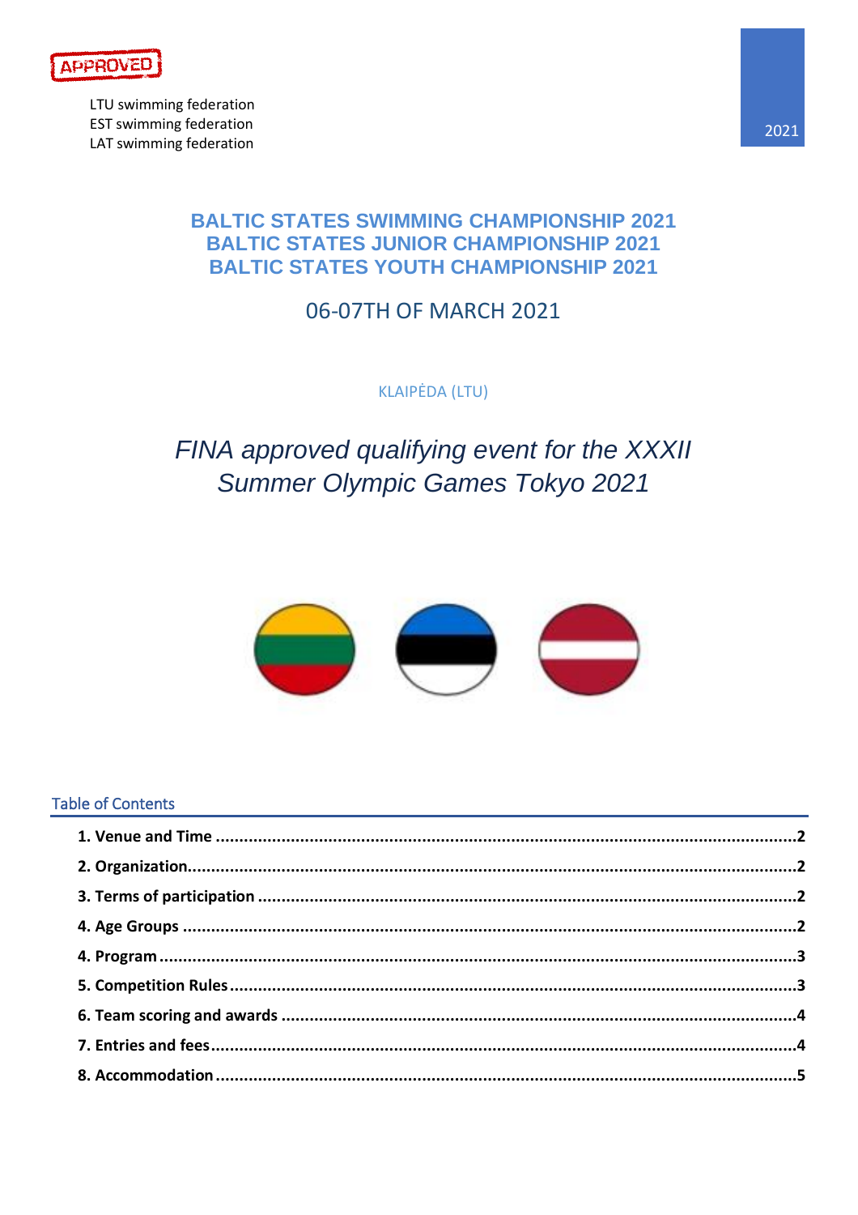APPROVED

LTU swimming federation
EST swimming federation
LAT swimming federation

2021

# BALTIC STATES SWIMMING CHAMPIONSHIP 2021
# BALTIC STATES JUNIOR CHAMPIONSHIP 2021
# BALTIC STATES YOUTH CHAMPIONSHIP 2021

## 06-07TH OF MARCH 2021

KLAIPĖDA (LTU)

*FINA approved qualifying event for the XXXII Summer Olympic Games Tokyo 2021*

## Table of Contents

**1. Venue and Time** .....2
**2. Organization** .....2
**3. Terms of participation** .....2
**4. Age Groups** .....2
**4. Program** .....3
**5. Competition Rules** .....3
**6. Team scoring and awards** .....4
**7. Entries and fees** .....4
**8. Accommodation** .....5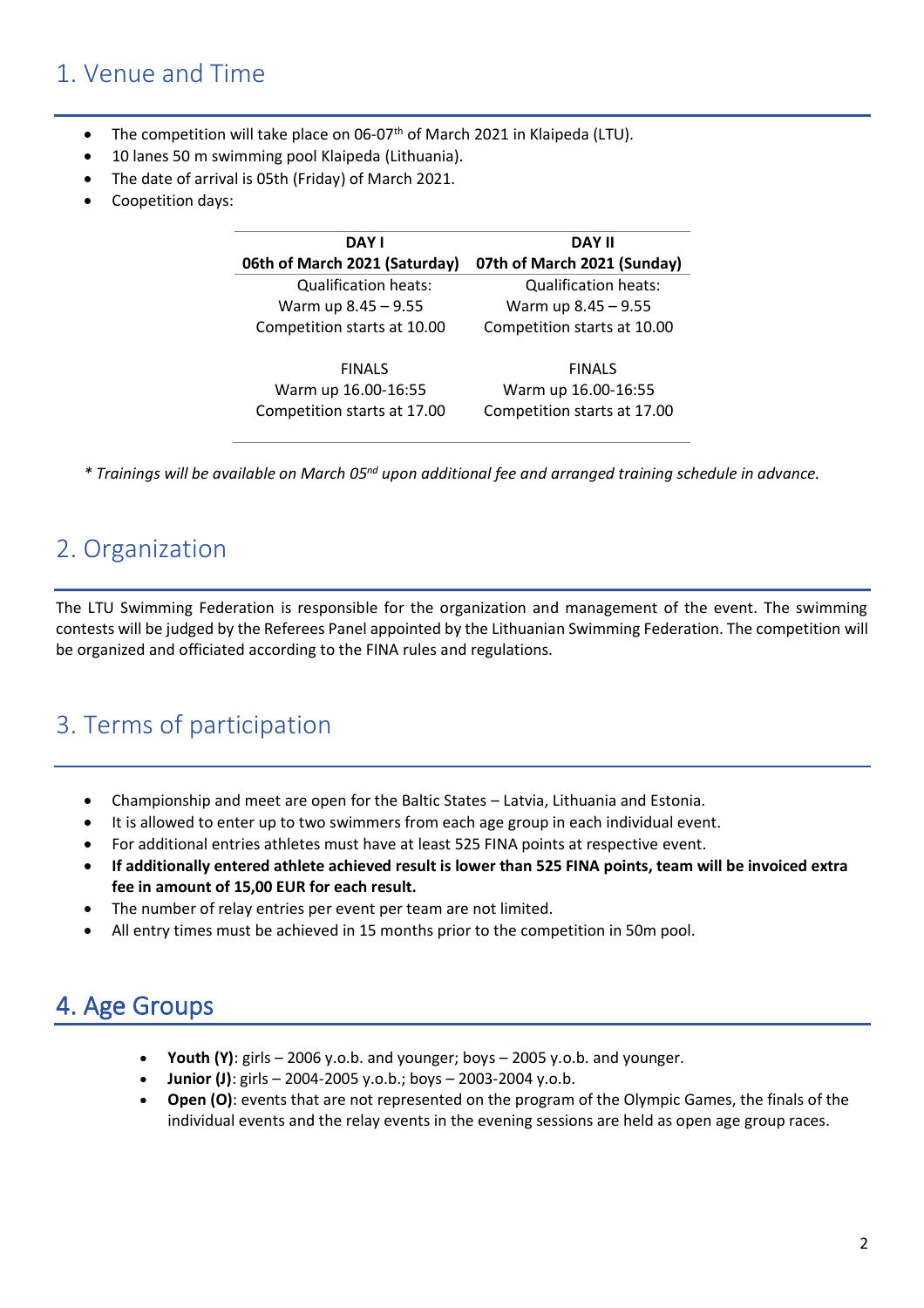## 1. Venue and Time

- The competition will take place on 06-07th of March 2021 in Klaipeda (LTU).
- 10 lanes 50 m swimming pool Klaipeda (Lithuania).
- The date of arrival is 05th (Friday) of March 2021.
- Coopetition days:

| DAY I<br>06th of March 2021 (Saturday) | DAY II<br>07th of March 2021 (Sunday) |
|---|---|
| Qualification heats:<br>Warm up 8.45 – 9.55<br>Competition starts at 10.00 | Qualification heats:<br>Warm up 8.45 – 9.55<br>Competition starts at 10.00 |
| FINALS<br>Warm up 16.00-16:55<br>Competition starts at 17.00 | FINALS<br>Warm up 16.00-16:55<br>Competition starts at 17.00 |

*\* Trainings will be available on March 05nd upon additional fee and arranged training schedule in advance.*

## 2. Organization

The LTU Swimming Federation is responsible for the organization and management of the event. The swimming contests will be judged by the Referees Panel appointed by the Lithuanian Swimming Federation. The competition will be organized and officiated according to the FINA rules and regulations.

## 3. Terms of participation

- Championship and meet are open for the Baltic States – Latvia, Lithuania and Estonia.
- It is allowed to enter up to two swimmers from each age group in each individual event.
- For additional entries athletes must have at least 525 FINA points at respective event.
- **If additionally entered athlete achieved result is lower than 525 FINA points, team will be invoiced extra fee in amount of 15,00 EUR for each result.**
- The number of relay entries per event per team are not limited.
- All entry times must be achieved in 15 months prior to the competition in 50m pool.

## 4. Age Groups

- **Youth (Y)**: girls – 2006 y.o.b. and younger; boys – 2005 y.o.b. and younger.
- **Junior (J)**: girls – 2004-2005 y.o.b.; boys – 2003-2004 y.o.b.
- **Open (O)**: events that are not represented on the program of the Olympic Games, the finals of the individual events and the relay events in the evening sessions are held as open age group races.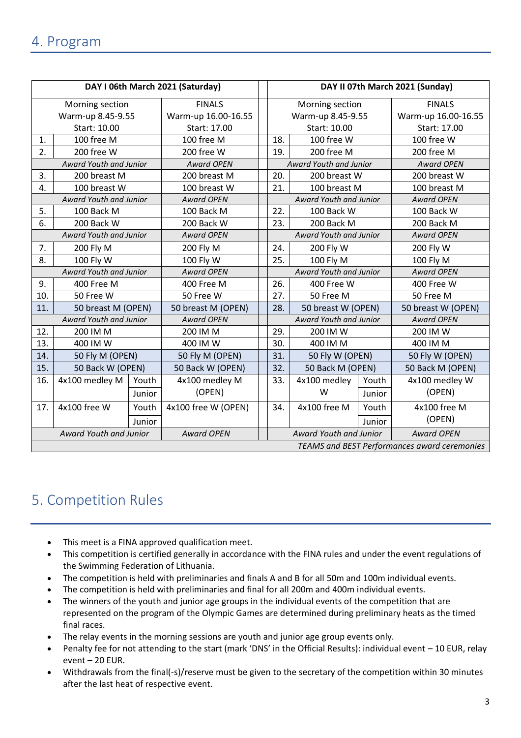## 4. Program

| DAY I 06th March 2021 (Saturday) | | | | | DAY II 07th March 2021 (Sunday) | | | |
|---|---|---|---|---|---|---|---|---|
| Morning section<br>Warm-up 8.45-9.55<br>Start: 10.00 | | | FINALS<br>Warm-up 16.00-16.55<br>Start: 17.00 | | Morning section<br>Warm-up 8.45-9.55<br>Start: 10.00 | | | FINALS<br>Warm-up 16.00-16.55<br>Start: 17.00 |
| 1. | 100 free M | | 100 free M | | 18. | 100 free W | | 100 free W |
| 2. | 200 free W | | 200 free W | | 19. | 200 free M | | 200 free M |
| *Award Youth and Junior* | | | *Award OPEN* | | *Award Youth and Junior* | | | *Award OPEN* |
| 3. | 200 breast M | | 200 breast M | | 20. | 200 breast W | | 200 breast W |
| 4. | 100 breast W | | 100 breast W | | 21. | 100 breast M | | 100 breast M |
| *Award Youth and Junior* | | | *Award OPEN* | | *Award Youth and Junior* | | | *Award OPEN* |
| 5. | 100 Back M | | 100 Back M | | 22. | 100 Back W | | 100 Back W |
| 6. | 200 Back W | | 200 Back W | | 23. | 200 Back M | | 200 Back M |
| *Award Youth and Junior* | | | *Award OPEN* | | *Award Youth and Junior* | | | *Award OPEN* |
| 7. | 200 Fly M | | 200 Fly M | | 24. | 200 Fly W | | 200 Fly W |
| 8. | 100 Fly W | | 100 Fly W | | 25. | 100 Fly M | | 100 Fly M |
| *Award Youth and Junior* | | | *Award OPEN* | | *Award Youth and Junior* | | | *Award OPEN* |
| 9. | 400 Free M | | 400 Free M | | 26. | 400 Free W | | 400 Free W |
| 10. | 50 Free W | | 50 Free W | | 27. | 50 Free M | | 50 Free M |
| 11. | 50 breast M (OPEN) | | 50 breast M (OPEN) | | 28. | 50 breast W (OPEN) | | 50 breast W (OPEN) |
| *Award Youth and Junior* | | | *Award OPEN* | | *Award Youth and Junior* | | | *Award OPEN* |
| 12. | 200 IM M | | 200 IM M | | 29. | 200 IM W | | 200 IM W |
| 13. | 400 IM W | | 400 IM W | | 30. | 400 IM M | | 400 IM M |
| 14. | 50 Fly M (OPEN) | | 50 Fly M (OPEN) | | 31. | 50 Fly W (OPEN) | | 50 Fly W (OPEN) |
| 15. | 50 Back W (OPEN) | | 50 Back W (OPEN) | | 32. | 50 Back M (OPEN) | | 50 Back M (OPEN) |
| 16. | 4x100 medley M | Youth<br>Junior | 4x100 medley M (OPEN) | | 33. | 4x100 medley W | Youth<br>Junior | 4x100 medley W (OPEN) |
| 17. | 4x100 free W | Youth<br>Junior | 4x100 free W (OPEN) | | 34. | 4x100 free M | Youth<br>Junior | 4x100 free M (OPEN) |
| *Award Youth and Junior* | | | *Award OPEN* | | *Award Youth and Junior* | | | *Award OPEN* |
| | | | | | *TEAMS and BEST Performances award ceremonies* | | | |

## 5. Competition Rules

- This meet is a FINA approved qualification meet.
- This competition is certified generally in accordance with the FINA rules and under the event regulations of the Swimming Federation of Lithuania.
- The competition is held with preliminaries and finals A and B for all 50m and 100m individual events.
- The competition is held with preliminaries and final for all 200m and 400m individual events.
- The winners of the youth and junior age groups in the individual events of the competition that are represented on the program of the Olympic Games are determined during preliminary heats as the timed final races.
- The relay events in the morning sessions are youth and junior age group events only.
- Penalty fee for not attending to the start (mark 'DNS' in the Official Results): individual event – 10 EUR, relay event – 20 EUR.
- Withdrawals from the final(-s)/reserve must be given to the secretary of the competition within 30 minutes after the last heat of respective event.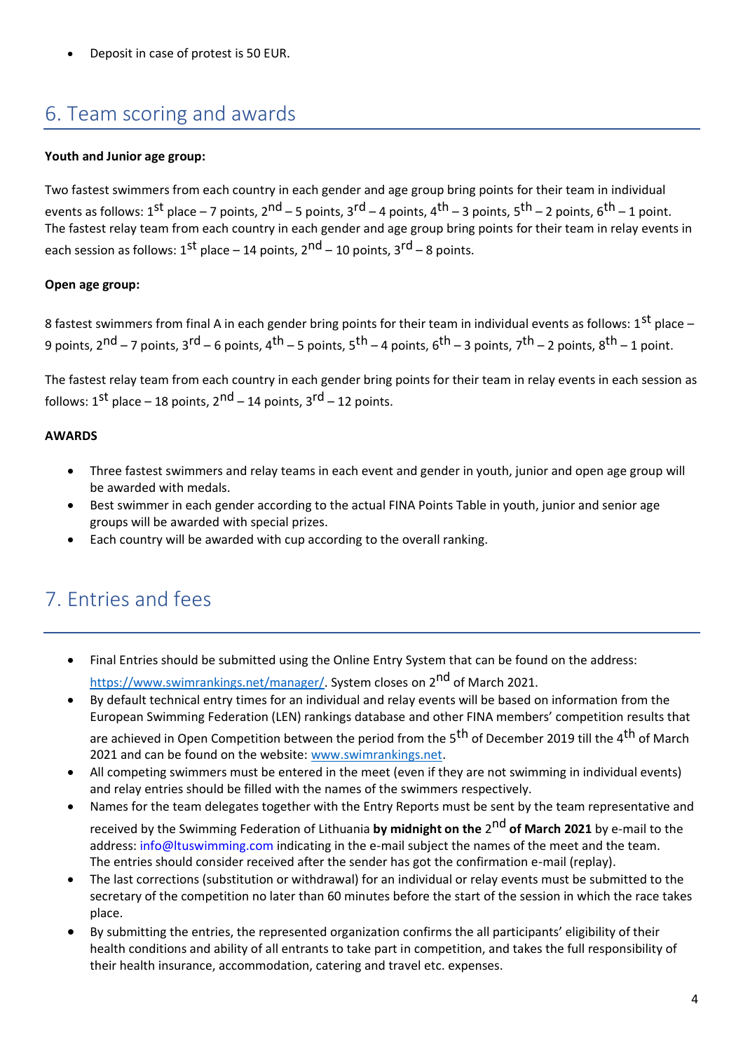- Deposit in case of protest is 50 EUR.

## 6. Team scoring and awards

**Youth and Junior age group:**

Two fastest swimmers from each country in each gender and age group bring points for their team in individual events as follows: 1st place – 7 points, 2nd – 5 points, 3rd – 4 points, 4th – 3 points, 5th – 2 points, 6th – 1 point. The fastest relay team from each country in each gender and age group bring points for their team in relay events in each session as follows: 1st place – 14 points, 2nd – 10 points, 3rd – 8 points.

**Open age group:**

8 fastest swimmers from final A in each gender bring points for their team in individual events as follows: 1st place – 9 points, 2nd – 7 points, 3rd – 6 points, 4th – 5 points, 5th – 4 points, 6th – 3 points, 7th – 2 points, 8th – 1 point.

The fastest relay team from each country in each gender bring points for their team in relay events in each session as follows: 1st place – 18 points, 2nd – 14 points, 3rd – 12 points.

**AWARDS**

- Three fastest swimmers and relay teams in each event and gender in youth, junior and open age group will be awarded with medals.
- Best swimmer in each gender according to the actual FINA Points Table in youth, junior and senior age groups will be awarded with special prizes.
- Each country will be awarded with cup according to the overall ranking.

## 7. Entries and fees

- Final Entries should be submitted using the Online Entry System that can be found on the address: https://www.swimrankings.net/manager/. System closes on 2nd of March 2021.
- By default technical entry times for an individual and relay events will be based on information from the European Swimming Federation (LEN) rankings database and other FINA members' competition results that are achieved in Open Competition between the period from the 5th of December 2019 till the 4th of March 2021 and can be found on the website: www.swimrankings.net.
- All competing swimmers must be entered in the meet (even if they are not swimming in individual events) and relay entries should be filled with the names of the swimmers respectively.
- Names for the team delegates together with the Entry Reports must be sent by the team representative and received by the Swimming Federation of Lithuania **by midnight on the 2nd of March 2021** by e-mail to the address: info@ltuswimming.com indicating in the e-mail subject the names of the meet and the team. The entries should consider received after the sender has got the confirmation e-mail (replay).
- The last corrections (substitution or withdrawal) for an individual or relay events must be submitted to the secretary of the competition no later than 60 minutes before the start of the session in which the race takes place.
- By submitting the entries, the represented organization confirms the all participants' eligibility of their health conditions and ability of all entrants to take part in competition, and takes the full responsibility of their health insurance, accommodation, catering and travel etc. expenses.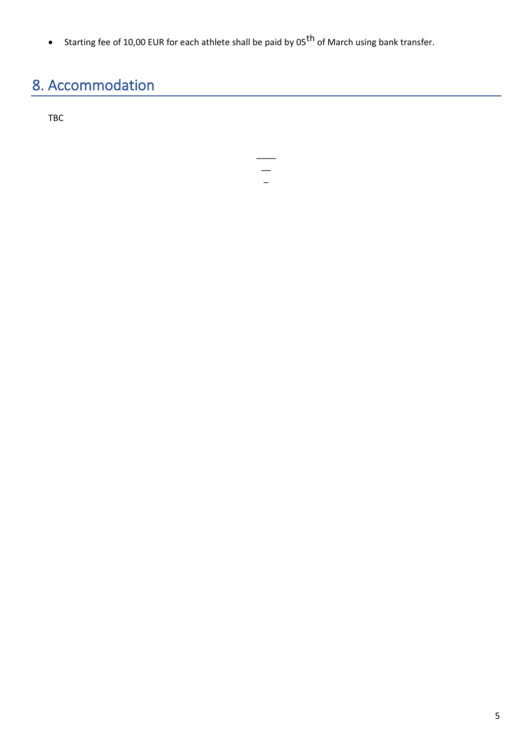- Starting fee of 10,00 EUR for each athlete shall be paid by 05th of March using bank transfer.

## 8. Accommodation

TBC